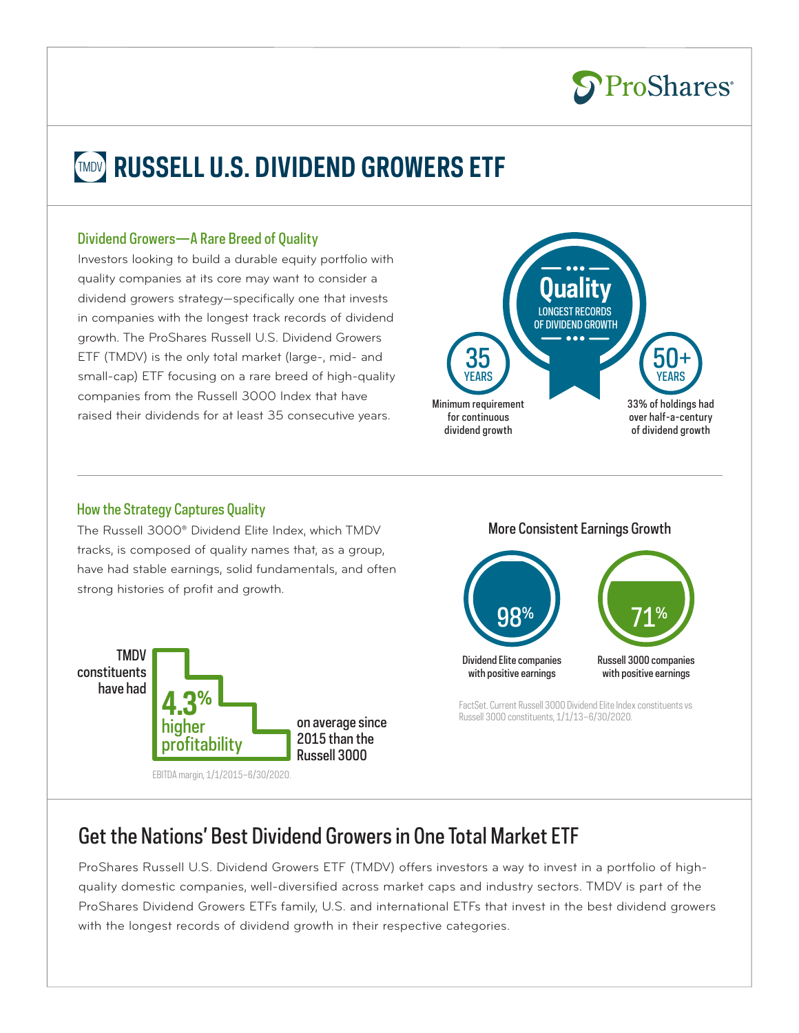ProShares®

# TMDV RUSSELL U.S. DIVIDEND GROWERS ETF

### Dividend Growers—A Rare Breed of Quality

Investors looking to build a durable equity portfolio with quality companies at its core may want to consider a dividend growers strategy—specifically one that invests in companies with the longest track records of dividend growth. The ProShares Russell U.S. Dividend Growers ETF (TMDV) is the only total market (large-, mid- and small-cap) ETF focusing on a rare breed of high-quality companies from the Russell 3000 Index that have raised their dividends for at least 35 consecutive years.

**Quality**
LONGEST RECORDS OF DIVIDEND GROWTH

**35 YEARS**
Minimum requirement for continuous dividend growth

**50+ YEARS**
33% of holdings had over half-a-century of dividend growth

### How the Strategy Captures Quality

The Russell 3000® Dividend Elite Index, which TMDV tracks, is composed of quality names that, as a group, have had stable earnings, solid fundamentals, and often strong histories of profit and growth.

TMDV constituents have had **4.3% higher profitability** on average since 2015 than the Russell 3000

EBITDA margin, 1/1/2015–6/30/2020.

**More Consistent Earnings Growth**

**98%**
Dividend Elite companies with positive earnings

**71%**
Russell 3000 companies with positive earnings

FactSet. Current Russell 3000 Dividend Elite Index constituents vs Russell 3000 constituents, 1/1/13–6/30/2020.

## Get the Nations' Best Dividend Growers in One Total Market ETF

ProShares Russell U.S. Dividend Growers ETF (TMDV) offers investors a way to invest in a portfolio of high-quality domestic companies, well-diversified across market caps and industry sectors. TMDV is part of the ProShares Dividend Growers ETFs family, U.S. and international ETFs that invest in the best dividend growers with the longest records of dividend growth in their respective categories.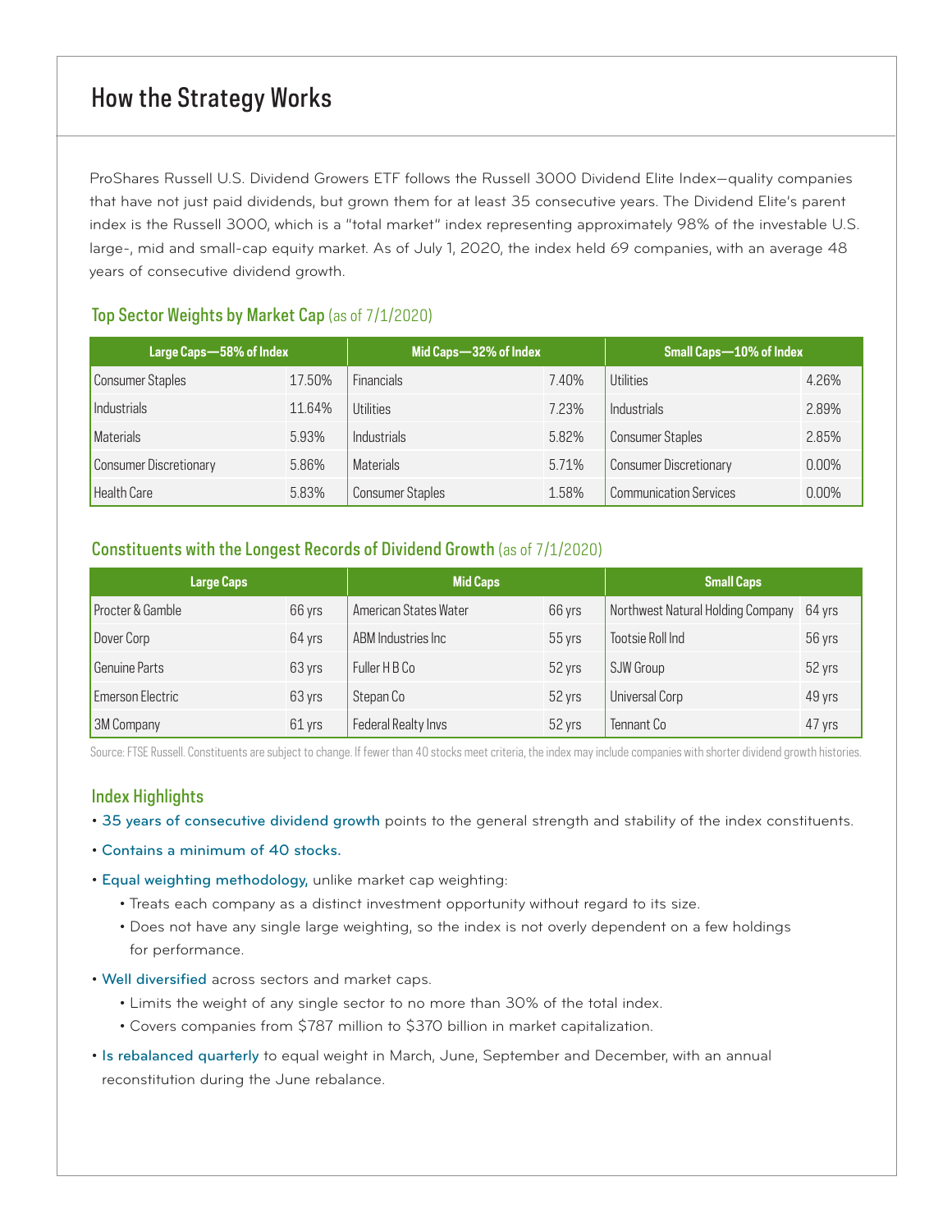# How the Strategy Works

ProShares Russell U.S. Dividend Growers ETF follows the Russell 3000 Dividend Elite Index—quality companies that have not just paid dividends, but grown them for at least 35 consecutive years. The Dividend Elite's parent index is the Russell 3000, which is a "total market" index representing approximately 98% of the investable U.S. large-, mid and small-cap equity market. As of July 1, 2020, the index held 69 companies, with an average 48 years of consecutive dividend growth.

## Top Sector Weights by Market Cap (as of 7/1/2020)

| Large Caps—58% of Index | | Mid Caps—32% of Index | | Small Caps—10% of Index | |
|---|---|---|---|---|---|
| Consumer Staples | 17.50% | Financials | 7.40% | Utilities | 4.26% |
| Industrials | 11.64% | Utilities | 7.23% | Industrials | 2.89% |
| Materials | 5.93% | Industrials | 5.82% | Consumer Staples | 2.85% |
| Consumer Discretionary | 5.86% | Materials | 5.71% | Consumer Discretionary | 0.00% |
| Health Care | 5.83% | Consumer Staples | 1.58% | Communication Services | 0.00% |

## Constituents with the Longest Records of Dividend Growth (as of 7/1/2020)

| Large Caps | | Mid Caps | | Small Caps | |
|---|---|---|---|---|---|
| Procter & Gamble | 66 yrs | American States Water | 66 yrs | Northwest Natural Holding Company | 64 yrs |
| Dover Corp | 64 yrs | ABM Industries Inc | 55 yrs | Tootsie Roll Ind | 56 yrs |
| Genuine Parts | 63 yrs | Fuller H B Co | 52 yrs | SJW Group | 52 yrs |
| Emerson Electric | 63 yrs | Stepan Co | 52 yrs | Universal Corp | 49 yrs |
| 3M Company | 61 yrs | Federal Realty Invs | 52 yrs | Tennant Co | 47 yrs |

Source: FTSE Russell. Constituents are subject to change. If fewer than 40 stocks meet criteria, the index may include companies with shorter dividend growth histories.

## Index Highlights

- 35 years of consecutive dividend growth points to the general strength and stability of the index constituents.
- Contains a minimum of 40 stocks.
- Equal weighting methodology, unlike market cap weighting:
  - Treats each company as a distinct investment opportunity without regard to its size.
  - Does not have any single large weighting, so the index is not overly dependent on a few holdings for performance.
- Well diversified across sectors and market caps.
  - Limits the weight of any single sector to no more than 30% of the total index.
  - Covers companies from $787 million to $370 billion in market capitalization.
- Is rebalanced quarterly to equal weight in March, June, September and December, with an annual reconstitution during the June rebalance.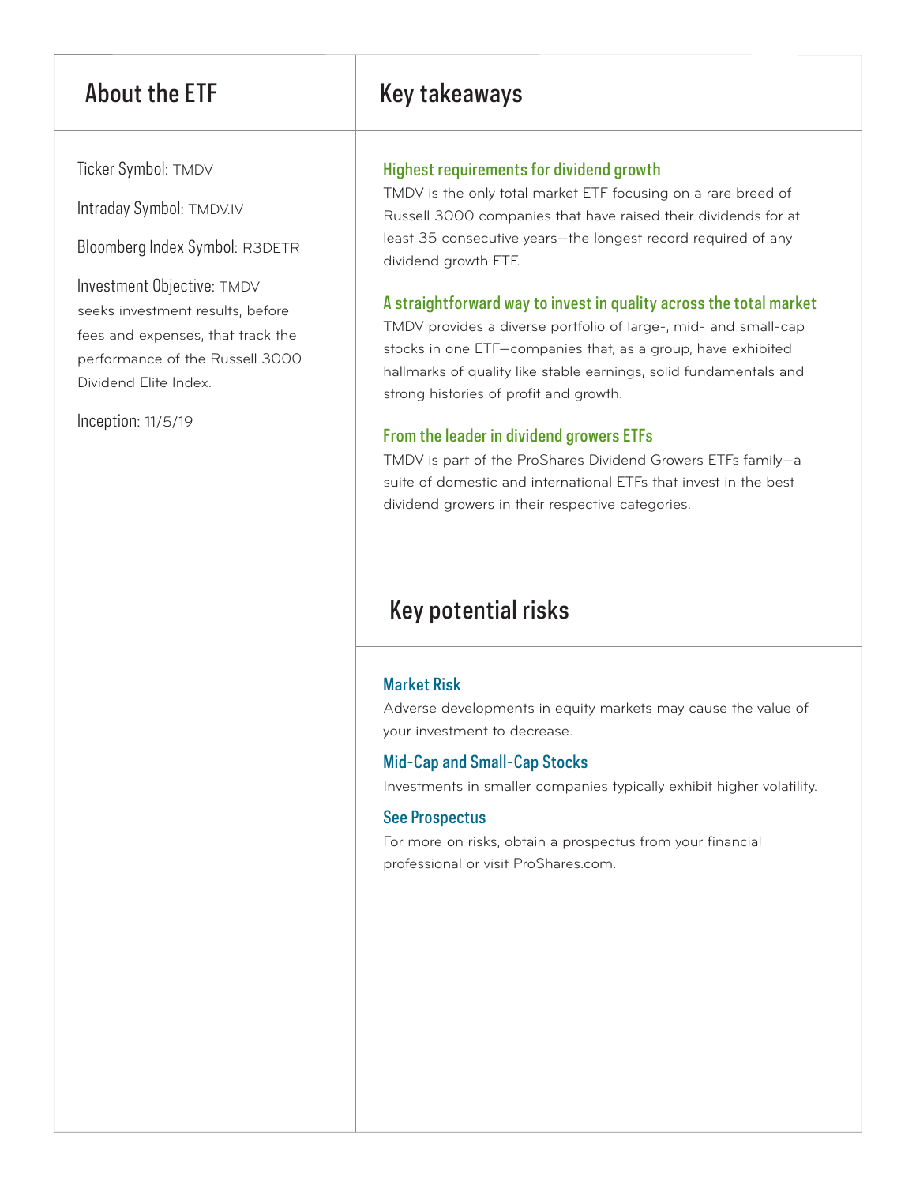## About the ETF

Ticker Symbol: TMDV

Intraday Symbol: TMDV.IV

Bloomberg Index Symbol: R3DETR

Investment Objective: TMDV seeks investment results, before fees and expenses, that track the performance of the Russell 3000 Dividend Elite Index.

Inception: 11/5/19

## Key takeaways

### Highest requirements for dividend growth

TMDV is the only total market ETF focusing on a rare breed of Russell 3000 companies that have raised their dividends for at least 35 consecutive years—the longest record required of any dividend growth ETF.

### A straightforward way to invest in quality across the total market

TMDV provides a diverse portfolio of large-, mid- and small-cap stocks in one ETF—companies that, as a group, have exhibited hallmarks of quality like stable earnings, solid fundamentals and strong histories of profit and growth.

### From the leader in dividend growers ETFs

TMDV is part of the ProShares Dividend Growers ETFs family—a suite of domestic and international ETFs that invest in the best dividend growers in their respective categories.

## Key potential risks

### Market Risk

Adverse developments in equity markets may cause the value of your investment to decrease.

### Mid-Cap and Small-Cap Stocks

Investments in smaller companies typically exhibit higher volatility.

### See Prospectus

For more on risks, obtain a prospectus from your financial professional or visit ProShares.com.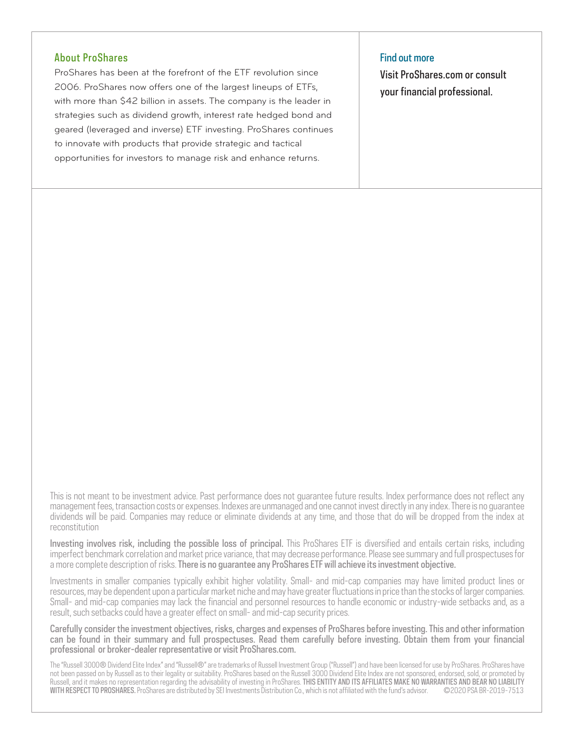## About ProShares

ProShares has been at the forefront of the ETF revolution since 2006. ProShares now offers one of the largest lineups of ETFs, with more than $42 billion in assets. The company is the leader in strategies such as dividend growth, interest rate hedged bond and geared (leveraged and inverse) ETF investing. ProShares continues to innovate with products that provide strategic and tactical opportunities for investors to manage risk and enhance returns.

## Find out more

**Visit ProShares.com or consult your financial professional.**

This is not meant to be investment advice. Past performance does not guarantee future results. Index performance does not reflect any management fees, transaction costs or expenses. Indexes are unmanaged and one cannot invest directly in any index. There is no guarantee dividends will be paid. Companies may reduce or eliminate dividends at any time, and those that do will be dropped from the index at reconstitution

**Investing involves risk, including the possible loss of principal.** This ProShares ETF is diversified and entails certain risks, including imperfect benchmark correlation and market price variance, that may decrease performance. Please see summary and full prospectuses for a more complete description of risks. **There is no guarantee any ProShares ETF will achieve its investment objective.**

Investments in smaller companies typically exhibit higher volatility. Small- and mid-cap companies may have limited product lines or resources, may be dependent upon a particular market niche and may have greater fluctuations in price than the stocks of larger companies. Small- and mid-cap companies may lack the financial and personnel resources to handle economic or industry-wide setbacks and, as a result, such setbacks could have a greater effect on small- and mid-cap security prices.

**Carefully consider the investment objectives, risks, charges and expenses of ProShares before investing. This and other information can be found in their summary and full prospectuses. Read them carefully before investing. Obtain them from your financial professional or broker-dealer representative or visit ProShares.com.**

The "Russell 3000® Dividend Elite Index" and "Russell®" are trademarks of Russell Investment Group ("Russell") and have been licensed for use by ProShares. ProShares have not been passed on by Russell as to their legality or suitability. ProShares based on the Russell 3000 Dividend Elite Index are not sponsored, endorsed, sold, or promoted by Russell, and it makes no representation regarding the advisability of investing in ProShares. **THIS ENTITY AND ITS AFFILIATES MAKE NO WARRANTIES AND BEAR NO LIABILITY WITH RESPECT TO PROSHARES.** ProShares are distributed by SEI Investments Distribution Co., which is not affiliated with the fund's advisor. ©2020 PSA BR-2019-7513